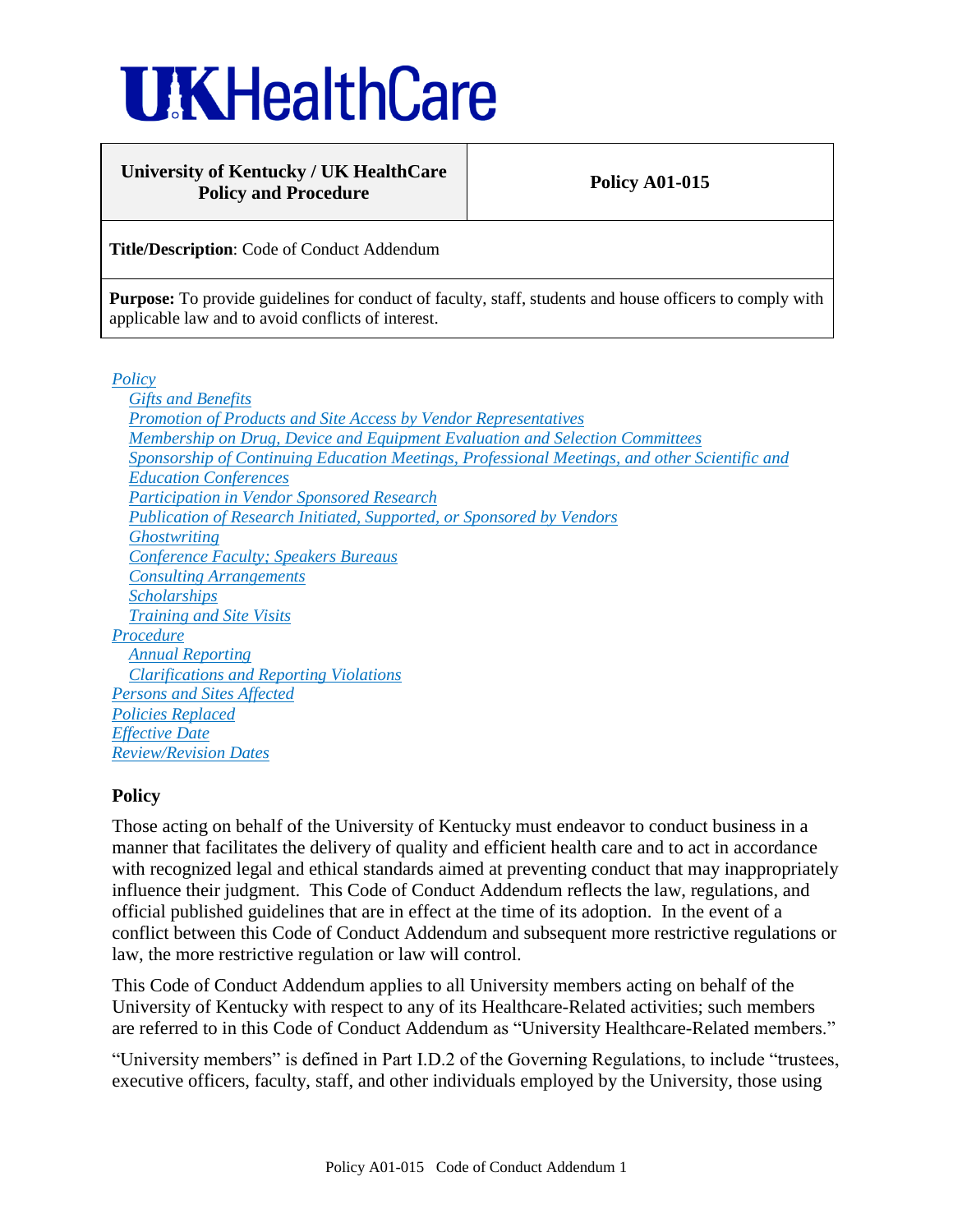# UKHealthCare

| University of Kentucky / UK HealthCare Policy and Procedure | Policy A01-015 |
|---|---|
| **Title/Description**: Code of Conduct Addendum | |
| **Purpose:** To provide guidelines for conduct of faculty, staff, students and house officers to comply with applicable law and to avoid conflicts of interest. | |

- *Policy*
  - *Gifts and Benefits*
  - *Promotion of Products and Site Access by Vendor Representatives*
  - *Membership on Drug, Device and Equipment Evaluation and Selection Committees*
  - *Sponsorship of Continuing Education Meetings, Professional Meetings, and other Scientific and Education Conferences*
  - *Participation in Vendor Sponsored Research*
  - *Publication of Research Initiated, Supported, or Sponsored by Vendors*
  - *Ghostwriting*
  - *Conference Faculty; Speakers Bureaus*
  - *Consulting Arrangements*
  - *Scholarships*
  - *Training and Site Visits*
- *Procedure*
  - *Annual Reporting*
  - *Clarifications and Reporting Violations*
- *Persons and Sites Affected*
- *Policies Replaced*
- *Effective Date*
- *Review/Revision Dates*

## Policy

Those acting on behalf of the University of Kentucky must endeavor to conduct business in a manner that facilitates the delivery of quality and efficient health care and to act in accordance with recognized legal and ethical standards aimed at preventing conduct that may inappropriately influence their judgment. This Code of Conduct Addendum reflects the law, regulations, and official published guidelines that are in effect at the time of its adoption. In the event of a conflict between this Code of Conduct Addendum and subsequent more restrictive regulations or law, the more restrictive regulation or law will control.

This Code of Conduct Addendum applies to all University members acting on behalf of the University of Kentucky with respect to any of its Healthcare-Related activities; such members are referred to in this Code of Conduct Addendum as "University Healthcare-Related members."

"University members" is defined in Part I.D.2 of the Governing Regulations, to include "trustees, executive officers, faculty, staff, and other individuals employed by the University, those using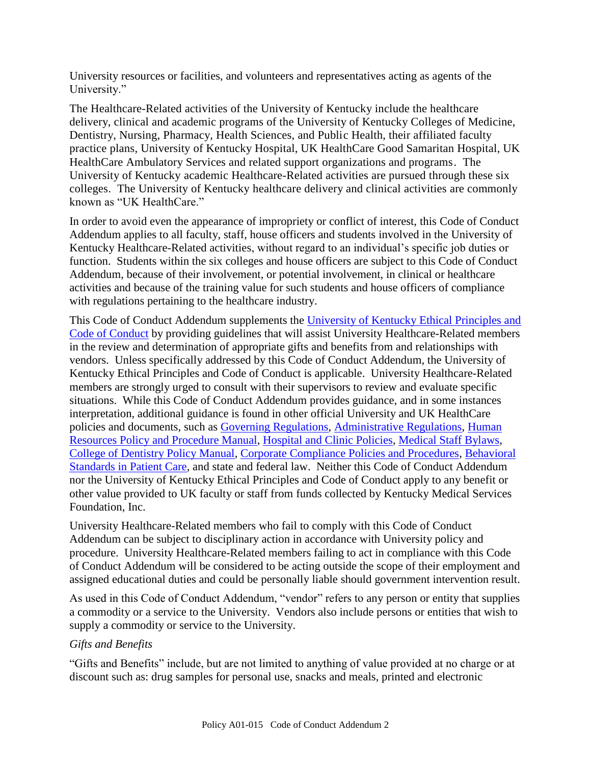University resources or facilities, and volunteers and representatives acting as agents of the University."

The Healthcare-Related activities of the University of Kentucky include the healthcare delivery, clinical and academic programs of the University of Kentucky Colleges of Medicine, Dentistry, Nursing, Pharmacy, Health Sciences, and Public Health, their affiliated faculty practice plans, University of Kentucky Hospital, UK HealthCare Good Samaritan Hospital, UK HealthCare Ambulatory Services and related support organizations and programs. The University of Kentucky academic Healthcare-Related activities are pursued through these six colleges. The University of Kentucky healthcare delivery and clinical activities are commonly known as "UK HealthCare."

In order to avoid even the appearance of impropriety or conflict of interest, this Code of Conduct Addendum applies to all faculty, staff, house officers and students involved in the University of Kentucky Healthcare-Related activities, without regard to an individual's specific job duties or function. Students within the six colleges and house officers are subject to this Code of Conduct Addendum, because of their involvement, or potential involvement, in clinical or healthcare activities and because of the training value for such students and house officers of compliance with regulations pertaining to the healthcare industry.

This Code of Conduct Addendum supplements the University of Kentucky Ethical Principles and Code of Conduct by providing guidelines that will assist University Healthcare-Related members in the review and determination of appropriate gifts and benefits from and relationships with vendors. Unless specifically addressed by this Code of Conduct Addendum, the University of Kentucky Ethical Principles and Code of Conduct is applicable. University Healthcare-Related members are strongly urged to consult with their supervisors to review and evaluate specific situations. While this Code of Conduct Addendum provides guidance, and in some instances interpretation, additional guidance is found in other official University and UK HealthCare policies and documents, such as Governing Regulations, Administrative Regulations, Human Resources Policy and Procedure Manual, Hospital and Clinic Policies, Medical Staff Bylaws, College of Dentistry Policy Manual, Corporate Compliance Policies and Procedures, Behavioral Standards in Patient Care, and state and federal law. Neither this Code of Conduct Addendum nor the University of Kentucky Ethical Principles and Code of Conduct apply to any benefit or other value provided to UK faculty or staff from funds collected by Kentucky Medical Services Foundation, Inc.

University Healthcare-Related members who fail to comply with this Code of Conduct Addendum can be subject to disciplinary action in accordance with University policy and procedure. University Healthcare-Related members failing to act in compliance with this Code of Conduct Addendum will be considered to be acting outside the scope of their employment and assigned educational duties and could be personally liable should government intervention result.

As used in this Code of Conduct Addendum, "vendor" refers to any person or entity that supplies a commodity or a service to the University. Vendors also include persons or entities that wish to supply a commodity or service to the University.

*Gifts and Benefits*

"Gifts and Benefits" include, but are not limited to anything of value provided at no charge or at discount such as: drug samples for personal use, snacks and meals, printed and electronic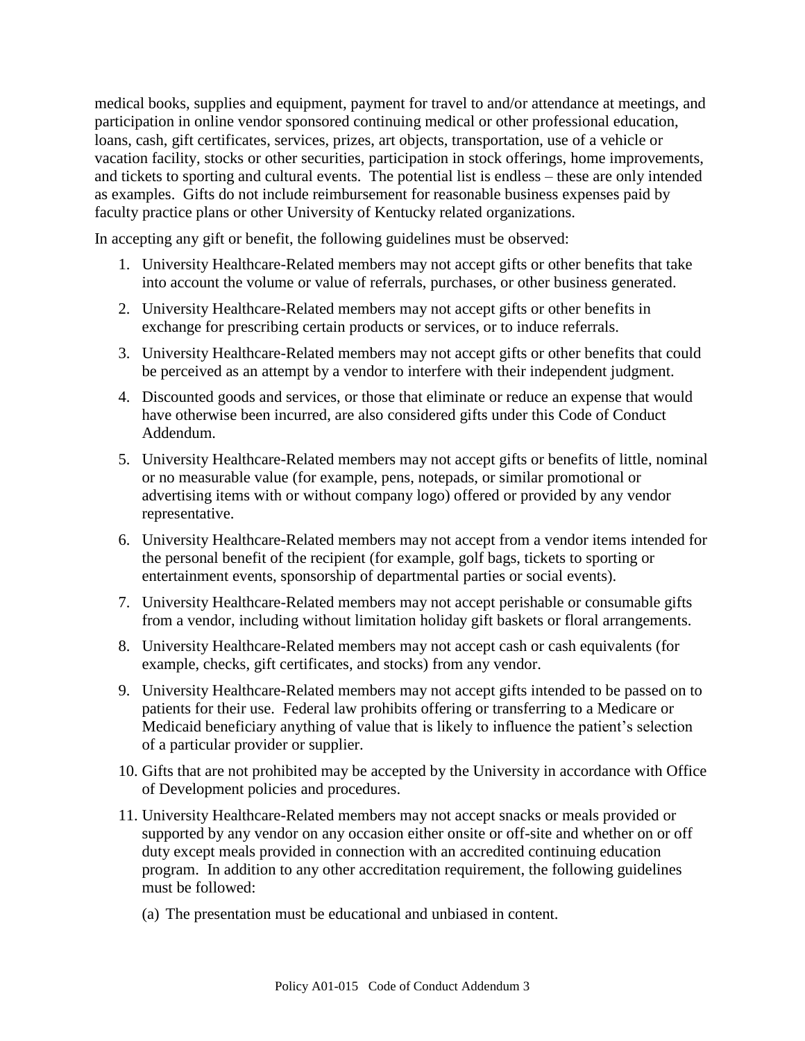medical books, supplies and equipment, payment for travel to and/or attendance at meetings, and participation in online vendor sponsored continuing medical or other professional education, loans, cash, gift certificates, services, prizes, art objects, transportation, use of a vehicle or vacation facility, stocks or other securities, participation in stock offerings, home improvements, and tickets to sporting and cultural events. The potential list is endless – these are only intended as examples. Gifts do not include reimbursement for reasonable business expenses paid by faculty practice plans or other University of Kentucky related organizations.

In accepting any gift or benefit, the following guidelines must be observed:

1. University Healthcare-Related members may not accept gifts or other benefits that take into account the volume or value of referrals, purchases, or other business generated.
2. University Healthcare-Related members may not accept gifts or other benefits in exchange for prescribing certain products or services, or to induce referrals.
3. University Healthcare-Related members may not accept gifts or other benefits that could be perceived as an attempt by a vendor to interfere with their independent judgment.
4. Discounted goods and services, or those that eliminate or reduce an expense that would have otherwise been incurred, are also considered gifts under this Code of Conduct Addendum.
5. University Healthcare-Related members may not accept gifts or benefits of little, nominal or no measurable value (for example, pens, notepads, or similar promotional or advertising items with or without company logo) offered or provided by any vendor representative.
6. University Healthcare-Related members may not accept from a vendor items intended for the personal benefit of the recipient (for example, golf bags, tickets to sporting or entertainment events, sponsorship of departmental parties or social events).
7. University Healthcare-Related members may not accept perishable or consumable gifts from a vendor, including without limitation holiday gift baskets or floral arrangements.
8. University Healthcare-Related members may not accept cash or cash equivalents (for example, checks, gift certificates, and stocks) from any vendor.
9. University Healthcare-Related members may not accept gifts intended to be passed on to patients for their use. Federal law prohibits offering or transferring to a Medicare or Medicaid beneficiary anything of value that is likely to influence the patient's selection of a particular provider or supplier.
10. Gifts that are not prohibited may be accepted by the University in accordance with Office of Development policies and procedures.
11. University Healthcare-Related members may not accept snacks or meals provided or supported by any vendor on any occasion either onsite or off-site and whether on or off duty except meals provided in connection with an accredited continuing education program. In addition to any other accreditation requirement, the following guidelines must be followed:

    (a) The presentation must be educational and unbiased in content.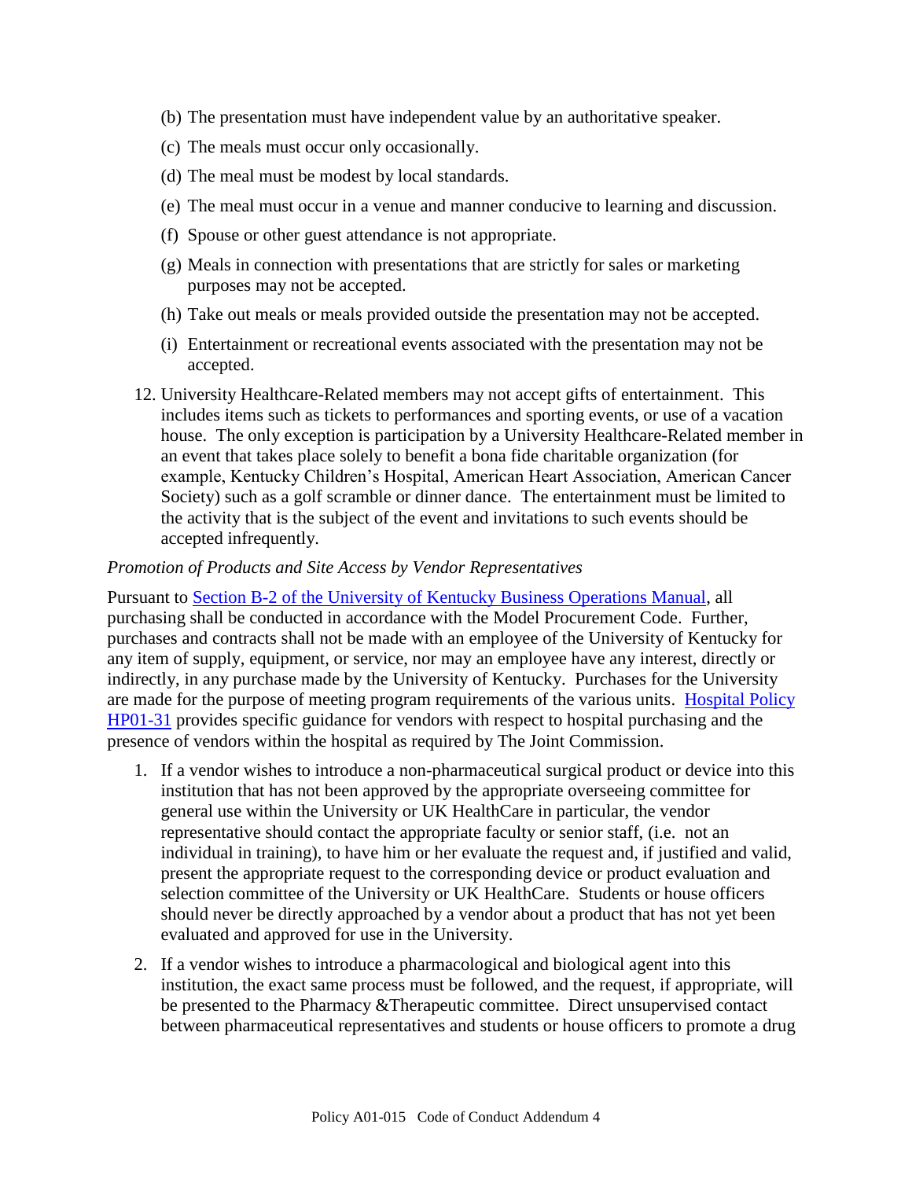(b) The presentation must have independent value by an authoritative speaker.

(c) The meals must occur only occasionally.

(d) The meal must be modest by local standards.

(e) The meal must occur in a venue and manner conducive to learning and discussion.

(f) Spouse or other guest attendance is not appropriate.

(g) Meals in connection with presentations that are strictly for sales or marketing purposes may not be accepted.

(h) Take out meals or meals provided outside the presentation may not be accepted.

(i) Entertainment or recreational events associated with the presentation may not be accepted.

12. University Healthcare-Related members may not accept gifts of entertainment. This includes items such as tickets to performances and sporting events, or use of a vacation house. The only exception is participation by a University Healthcare-Related member in an event that takes place solely to benefit a bona fide charitable organization (for example, Kentucky Children's Hospital, American Heart Association, American Cancer Society) such as a golf scramble or dinner dance. The entertainment must be limited to the activity that is the subject of the event and invitations to such events should be accepted infrequently.

*Promotion of Products and Site Access by Vendor Representatives*

Pursuant to Section B-2 of the University of Kentucky Business Operations Manual, all purchasing shall be conducted in accordance with the Model Procurement Code. Further, purchases and contracts shall not be made with an employee of the University of Kentucky for any item of supply, equipment, or service, nor may an employee have any interest, directly or indirectly, in any purchase made by the University of Kentucky. Purchases for the University are made for the purpose of meeting program requirements of the various units. Hospital Policy HP01-31 provides specific guidance for vendors with respect to hospital purchasing and the presence of vendors within the hospital as required by The Joint Commission.

1. If a vendor wishes to introduce a non-pharmaceutical surgical product or device into this institution that has not been approved by the appropriate overseeing committee for general use within the University or UK HealthCare in particular, the vendor representative should contact the appropriate faculty or senior staff, (i.e. not an individual in training), to have him or her evaluate the request and, if justified and valid, present the appropriate request to the corresponding device or product evaluation and selection committee of the University or UK HealthCare. Students or house officers should never be directly approached by a vendor about a product that has not yet been evaluated and approved for use in the University.

2. If a vendor wishes to introduce a pharmacological and biological agent into this institution, the exact same process must be followed, and the request, if appropriate, will be presented to the Pharmacy &Therapeutic committee. Direct unsupervised contact between pharmaceutical representatives and students or house officers to promote a drug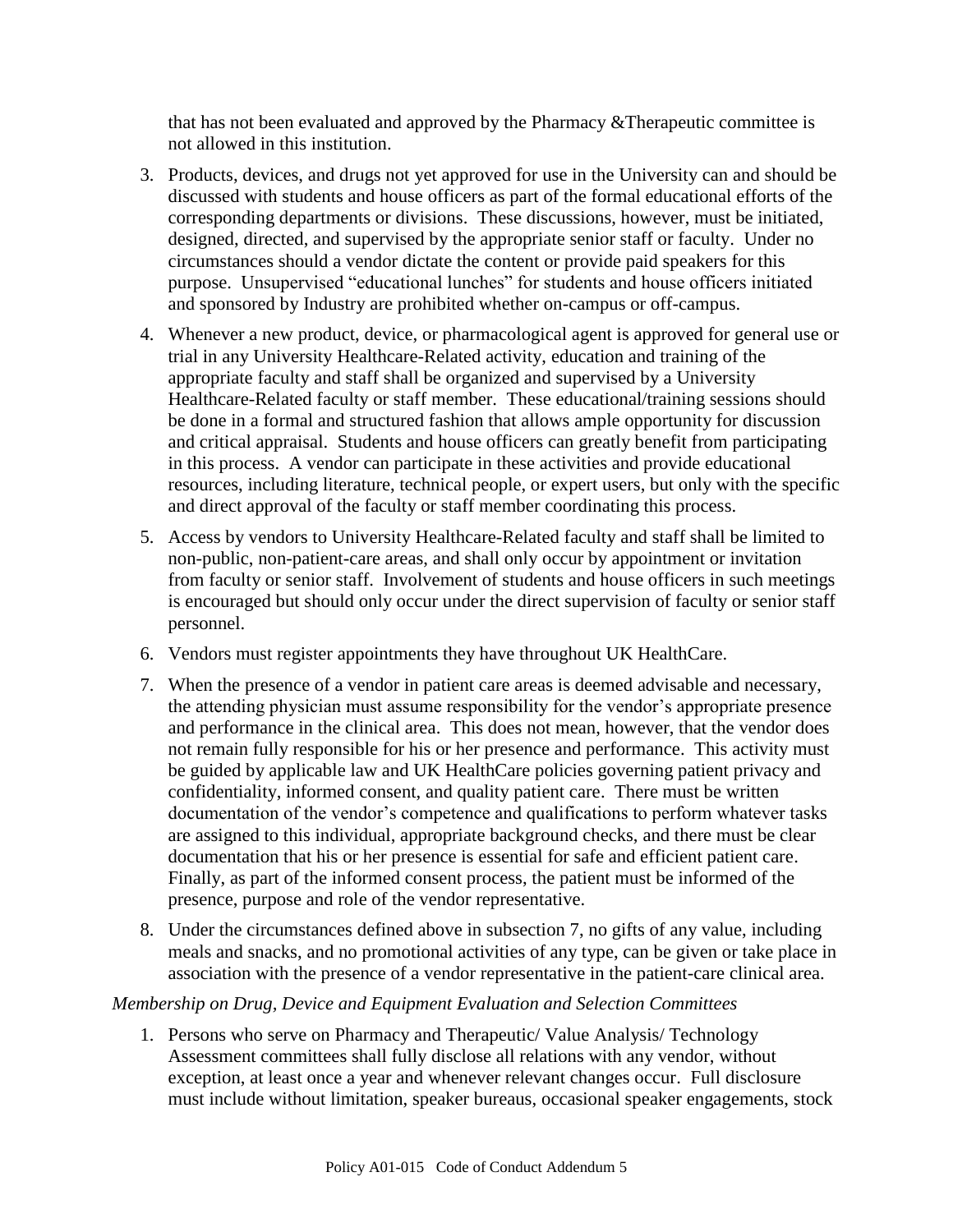that has not been evaluated and approved by the Pharmacy &Therapeutic committee is not allowed in this institution.

3. Products, devices, and drugs not yet approved for use in the University can and should be discussed with students and house officers as part of the formal educational efforts of the corresponding departments or divisions. These discussions, however, must be initiated, designed, directed, and supervised by the appropriate senior staff or faculty. Under no circumstances should a vendor dictate the content or provide paid speakers for this purpose. Unsupervised "educational lunches" for students and house officers initiated and sponsored by Industry are prohibited whether on-campus or off-campus.
4. Whenever a new product, device, or pharmacological agent is approved for general use or trial in any University Healthcare-Related activity, education and training of the appropriate faculty and staff shall be organized and supervised by a University Healthcare-Related faculty or staff member. These educational/training sessions should be done in a formal and structured fashion that allows ample opportunity for discussion and critical appraisal. Students and house officers can greatly benefit from participating in this process. A vendor can participate in these activities and provide educational resources, including literature, technical people, or expert users, but only with the specific and direct approval of the faculty or staff member coordinating this process.
5. Access by vendors to University Healthcare-Related faculty and staff shall be limited to non-public, non-patient-care areas, and shall only occur by appointment or invitation from faculty or senior staff. Involvement of students and house officers in such meetings is encouraged but should only occur under the direct supervision of faculty or senior staff personnel.
6. Vendors must register appointments they have throughout UK HealthCare.
7. When the presence of a vendor in patient care areas is deemed advisable and necessary, the attending physician must assume responsibility for the vendor's appropriate presence and performance in the clinical area. This does not mean, however, that the vendor does not remain fully responsible for his or her presence and performance. This activity must be guided by applicable law and UK HealthCare policies governing patient privacy and confidentiality, informed consent, and quality patient care. There must be written documentation of the vendor's competence and qualifications to perform whatever tasks are assigned to this individual, appropriate background checks, and there must be clear documentation that his or her presence is essential for safe and efficient patient care. Finally, as part of the informed consent process, the patient must be informed of the presence, purpose and role of the vendor representative.
8. Under the circumstances defined above in subsection 7, no gifts of any value, including meals and snacks, and no promotional activities of any type, can be given or take place in association with the presence of a vendor representative in the patient-care clinical area.

*Membership on Drug, Device and Equipment Evaluation and Selection Committees*

1. Persons who serve on Pharmacy and Therapeutic/ Value Analysis/ Technology Assessment committees shall fully disclose all relations with any vendor, without exception, at least once a year and whenever relevant changes occur. Full disclosure must include without limitation, speaker bureaus, occasional speaker engagements, stock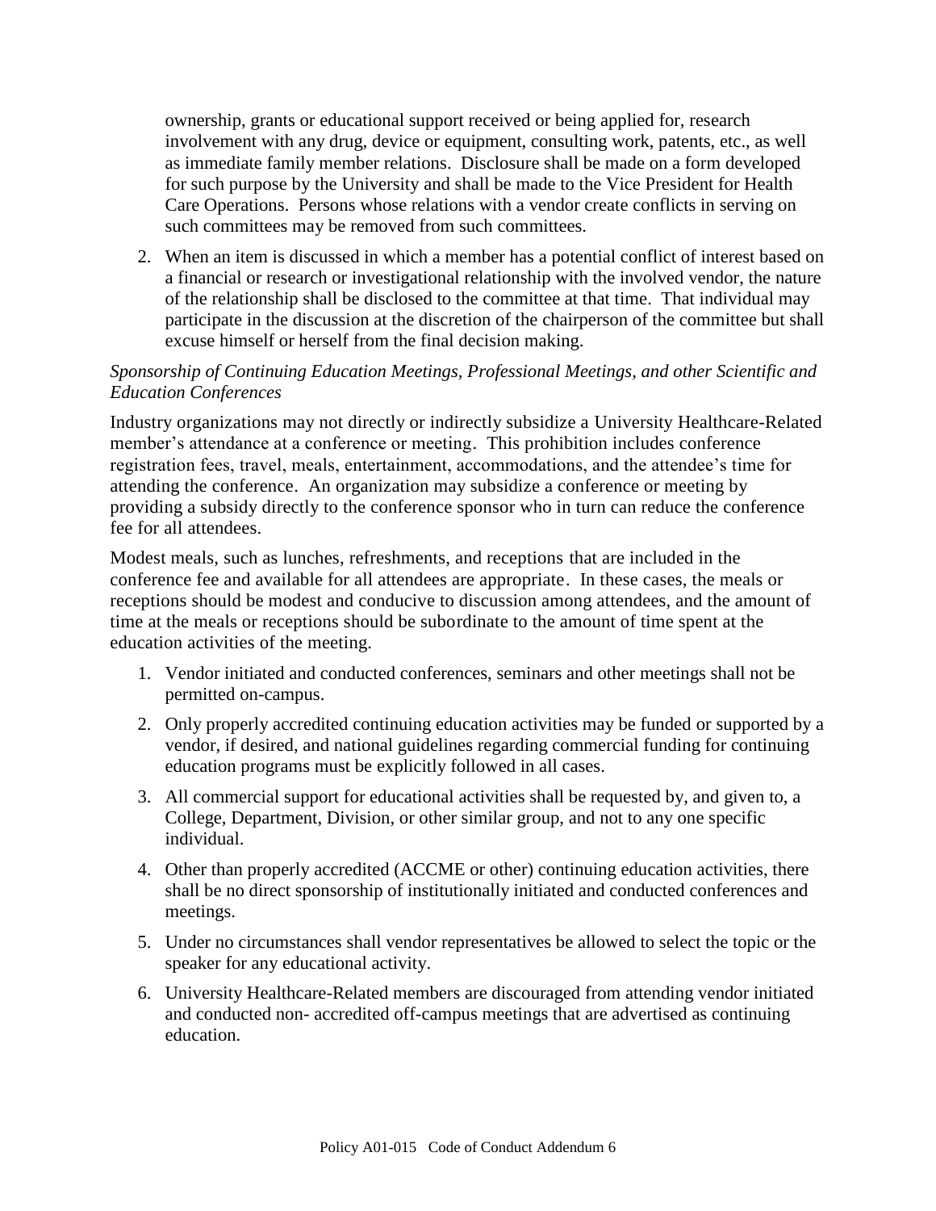ownership, grants or educational support received or being applied for, research involvement with any drug, device or equipment, consulting work, patents, etc., as well as immediate family member relations. Disclosure shall be made on a form developed for such purpose by the University and shall be made to the Vice President for Health Care Operations. Persons whose relations with a vendor create conflicts in serving on such committees may be removed from such committees.

2. When an item is discussed in which a member has a potential conflict of interest based on a financial or research or investigational relationship with the involved vendor, the nature of the relationship shall be disclosed to the committee at that time. That individual may participate in the discussion at the discretion of the chairperson of the committee but shall excuse himself or herself from the final decision making.

*Sponsorship of Continuing Education Meetings, Professional Meetings, and other Scientific and Education Conferences*

Industry organizations may not directly or indirectly subsidize a University Healthcare-Related member's attendance at a conference or meeting. This prohibition includes conference registration fees, travel, meals, entertainment, accommodations, and the attendee's time for attending the conference. An organization may subsidize a conference or meeting by providing a subsidy directly to the conference sponsor who in turn can reduce the conference fee for all attendees.

Modest meals, such as lunches, refreshments, and receptions that are included in the conference fee and available for all attendees are appropriate. In these cases, the meals or receptions should be modest and conducive to discussion among attendees, and the amount of time at the meals or receptions should be subordinate to the amount of time spent at the education activities of the meeting.

1. Vendor initiated and conducted conferences, seminars and other meetings shall not be permitted on-campus.
2. Only properly accredited continuing education activities may be funded or supported by a vendor, if desired, and national guidelines regarding commercial funding for continuing education programs must be explicitly followed in all cases.
3. All commercial support for educational activities shall be requested by, and given to, a College, Department, Division, or other similar group, and not to any one specific individual.
4. Other than properly accredited (ACCME or other) continuing education activities, there shall be no direct sponsorship of institutionally initiated and conducted conferences and meetings.
5. Under no circumstances shall vendor representatives be allowed to select the topic or the speaker for any educational activity.
6. University Healthcare-Related members are discouraged from attending vendor initiated and conducted non- accredited off-campus meetings that are advertised as continuing education.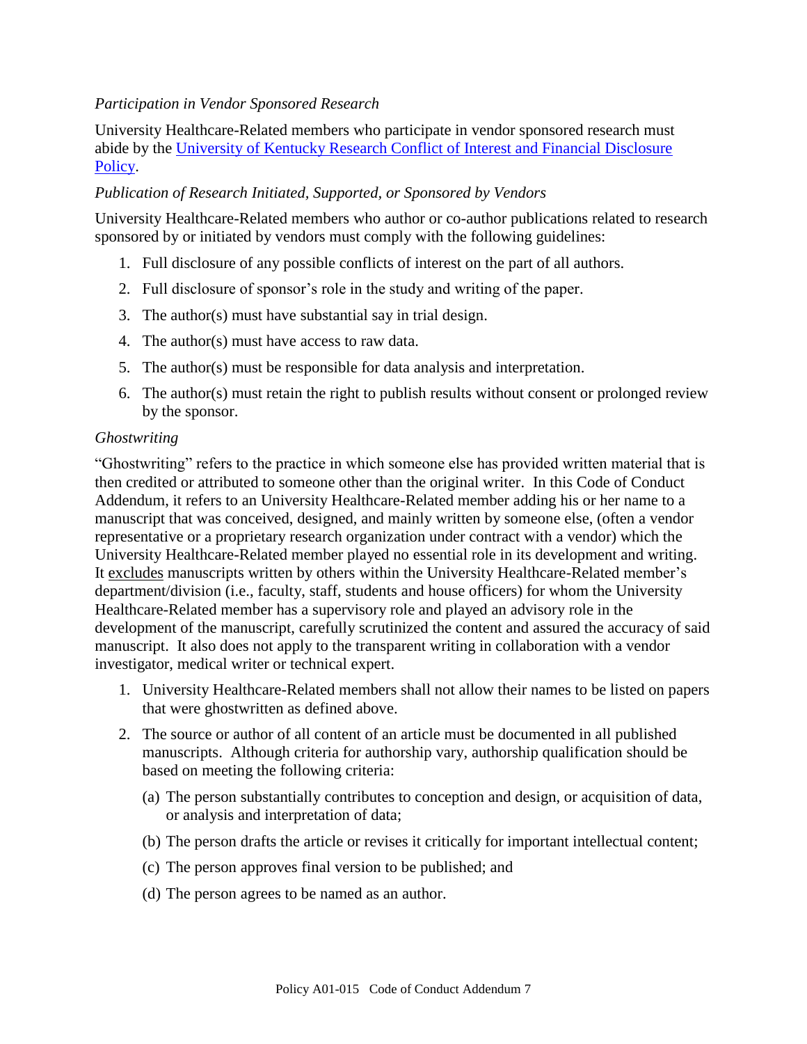*Participation in Vendor Sponsored Research*

University Healthcare-Related members who participate in vendor sponsored research must abide by the [University of Kentucky Research Conflict of Interest and Financial Disclosure Policy](#).

*Publication of Research Initiated, Supported, or Sponsored by Vendors*

University Healthcare-Related members who author or co-author publications related to research sponsored by or initiated by vendors must comply with the following guidelines:

1. Full disclosure of any possible conflicts of interest on the part of all authors.
2. Full disclosure of sponsor's role in the study and writing of the paper.
3. The author(s) must have substantial say in trial design.
4. The author(s) must have access to raw data.
5. The author(s) must be responsible for data analysis and interpretation.
6. The author(s) must retain the right to publish results without consent or prolonged review by the sponsor.

*Ghostwriting*

"Ghostwriting" refers to the practice in which someone else has provided written material that is then credited or attributed to someone other than the original writer. In this Code of Conduct Addendum, it refers to an University Healthcare-Related member adding his or her name to a manuscript that was conceived, designed, and mainly written by someone else, (often a vendor representative or a proprietary research organization under contract with a vendor) which the University Healthcare-Related member played no essential role in its development and writing. It excludes manuscripts written by others within the University Healthcare-Related member's department/division (i.e., faculty, staff, students and house officers) for whom the University Healthcare-Related member has a supervisory role and played an advisory role in the development of the manuscript, carefully scrutinized the content and assured the accuracy of said manuscript. It also does not apply to the transparent writing in collaboration with a vendor investigator, medical writer or technical expert.

1. University Healthcare-Related members shall not allow their names to be listed on papers that were ghostwritten as defined above.
2. The source or author of all content of an article must be documented in all published manuscripts. Although criteria for authorship vary, authorship qualification should be based on meeting the following criteria:
   (a) The person substantially contributes to conception and design, or acquisition of data, or analysis and interpretation of data;
   (b) The person drafts the article or revises it critically for important intellectual content;
   (c) The person approves final version to be published; and
   (d) The person agrees to be named as an author.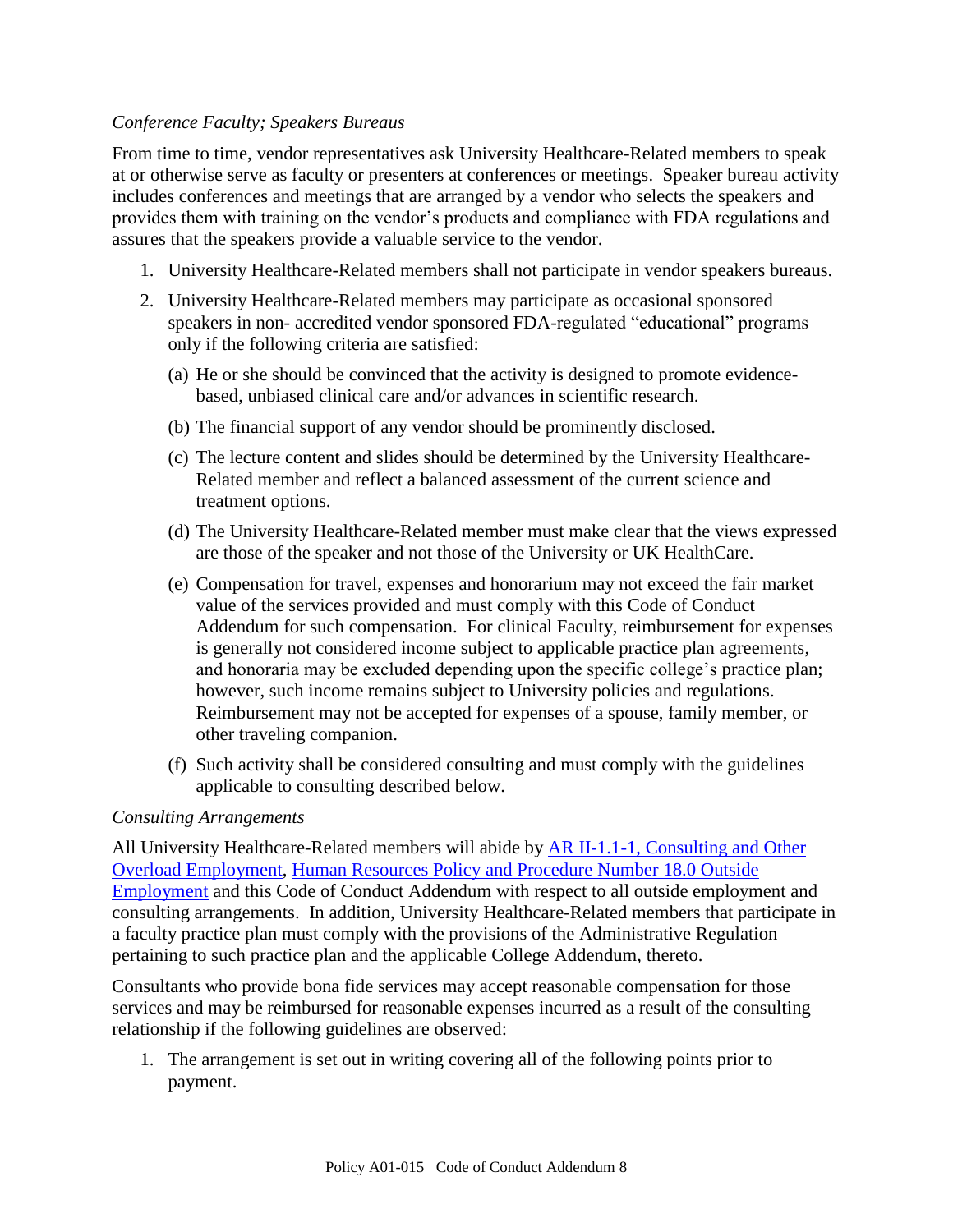*Conference Faculty; Speakers Bureaus*

From time to time, vendor representatives ask University Healthcare-Related members to speak at or otherwise serve as faculty or presenters at conferences or meetings. Speaker bureau activity includes conferences and meetings that are arranged by a vendor who selects the speakers and provides them with training on the vendor's products and compliance with FDA regulations and assures that the speakers provide a valuable service to the vendor.

1. University Healthcare-Related members shall not participate in vendor speakers bureaus.
2. University Healthcare-Related members may participate as occasional sponsored speakers in non- accredited vendor sponsored FDA-regulated "educational" programs only if the following criteria are satisfied:
   (a) He or she should be convinced that the activity is designed to promote evidence-based, unbiased clinical care and/or advances in scientific research.
   (b) The financial support of any vendor should be prominently disclosed.
   (c) The lecture content and slides should be determined by the University Healthcare-Related member and reflect a balanced assessment of the current science and treatment options.
   (d) The University Healthcare-Related member must make clear that the views expressed are those of the speaker and not those of the University or UK HealthCare.
   (e) Compensation for travel, expenses and honorarium may not exceed the fair market value of the services provided and must comply with this Code of Conduct Addendum for such compensation. For clinical Faculty, reimbursement for expenses is generally not considered income subject to applicable practice plan agreements, and honoraria may be excluded depending upon the specific college's practice plan; however, such income remains subject to University policies and regulations. Reimbursement may not be accepted for expenses of a spouse, family member, or other traveling companion.
   (f) Such activity shall be considered consulting and must comply with the guidelines applicable to consulting described below.

*Consulting Arrangements*

All University Healthcare-Related members will abide by [AR II-1.1-1, Consulting and Other Overload Employment](), [Human Resources Policy and Procedure Number 18.0 Outside Employment]() and this Code of Conduct Addendum with respect to all outside employment and consulting arrangements. In addition, University Healthcare-Related members that participate in a faculty practice plan must comply with the provisions of the Administrative Regulation pertaining to such practice plan and the applicable College Addendum, thereto.

Consultants who provide bona fide services may accept reasonable compensation for those services and may be reimbursed for reasonable expenses incurred as a result of the consulting relationship if the following guidelines are observed:

1. The arrangement is set out in writing covering all of the following points prior to payment.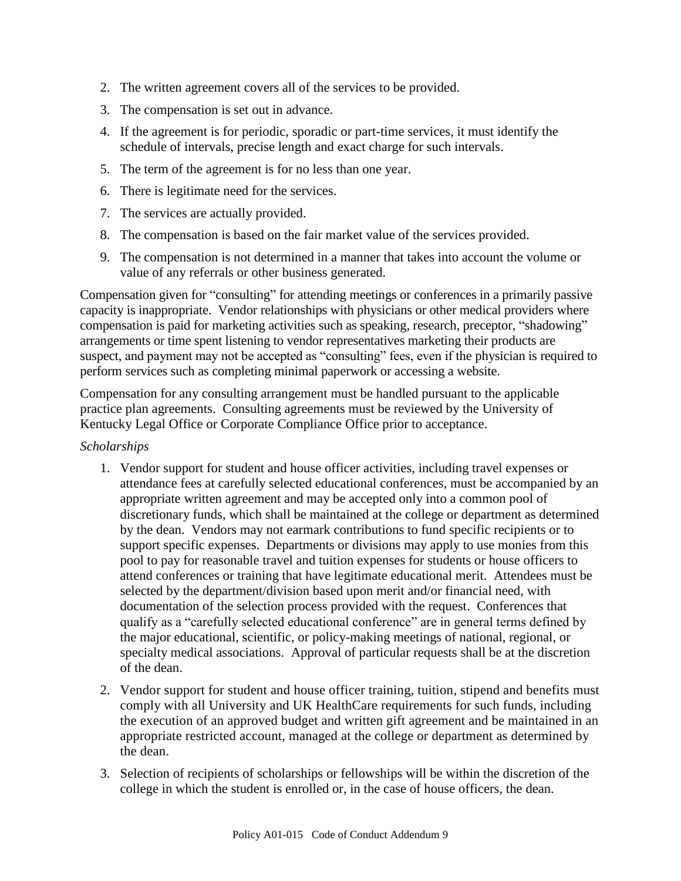2. The written agreement covers all of the services to be provided.
3. The compensation is set out in advance.
4. If the agreement is for periodic, sporadic or part-time services, it must identify the schedule of intervals, precise length and exact charge for such intervals.
5. The term of the agreement is for no less than one year.
6. There is legitimate need for the services.
7. The services are actually provided.
8. The compensation is based on the fair market value of the services provided.
9. The compensation is not determined in a manner that takes into account the volume or value of any referrals or other business generated.

Compensation given for "consulting" for attending meetings or conferences in a primarily passive capacity is inappropriate. Vendor relationships with physicians or other medical providers where compensation is paid for marketing activities such as speaking, research, preceptor, "shadowing" arrangements or time spent listening to vendor representatives marketing their products are suspect, and payment may not be accepted as "consulting" fees, even if the physician is required to perform services such as completing minimal paperwork or accessing a website.

Compensation for any consulting arrangement must be handled pursuant to the applicable practice plan agreements. Consulting agreements must be reviewed by the University of Kentucky Legal Office or Corporate Compliance Office prior to acceptance.

*Scholarships*

1. Vendor support for student and house officer activities, including travel expenses or attendance fees at carefully selected educational conferences, must be accompanied by an appropriate written agreement and may be accepted only into a common pool of discretionary funds, which shall be maintained at the college or department as determined by the dean. Vendors may not earmark contributions to fund specific recipients or to support specific expenses. Departments or divisions may apply to use monies from this pool to pay for reasonable travel and tuition expenses for students or house officers to attend conferences or training that have legitimate educational merit. Attendees must be selected by the department/division based upon merit and/or financial need, with documentation of the selection process provided with the request. Conferences that qualify as a "carefully selected educational conference" are in general terms defined by the major educational, scientific, or policy-making meetings of national, regional, or specialty medical associations. Approval of particular requests shall be at the discretion of the dean.
2. Vendor support for student and house officer training, tuition, stipend and benefits must comply with all University and UK HealthCare requirements for such funds, including the execution of an approved budget and written gift agreement and be maintained in an appropriate restricted account, managed at the college or department as determined by the dean.
3. Selection of recipients of scholarships or fellowships will be within the discretion of the college in which the student is enrolled or, in the case of house officers, the dean.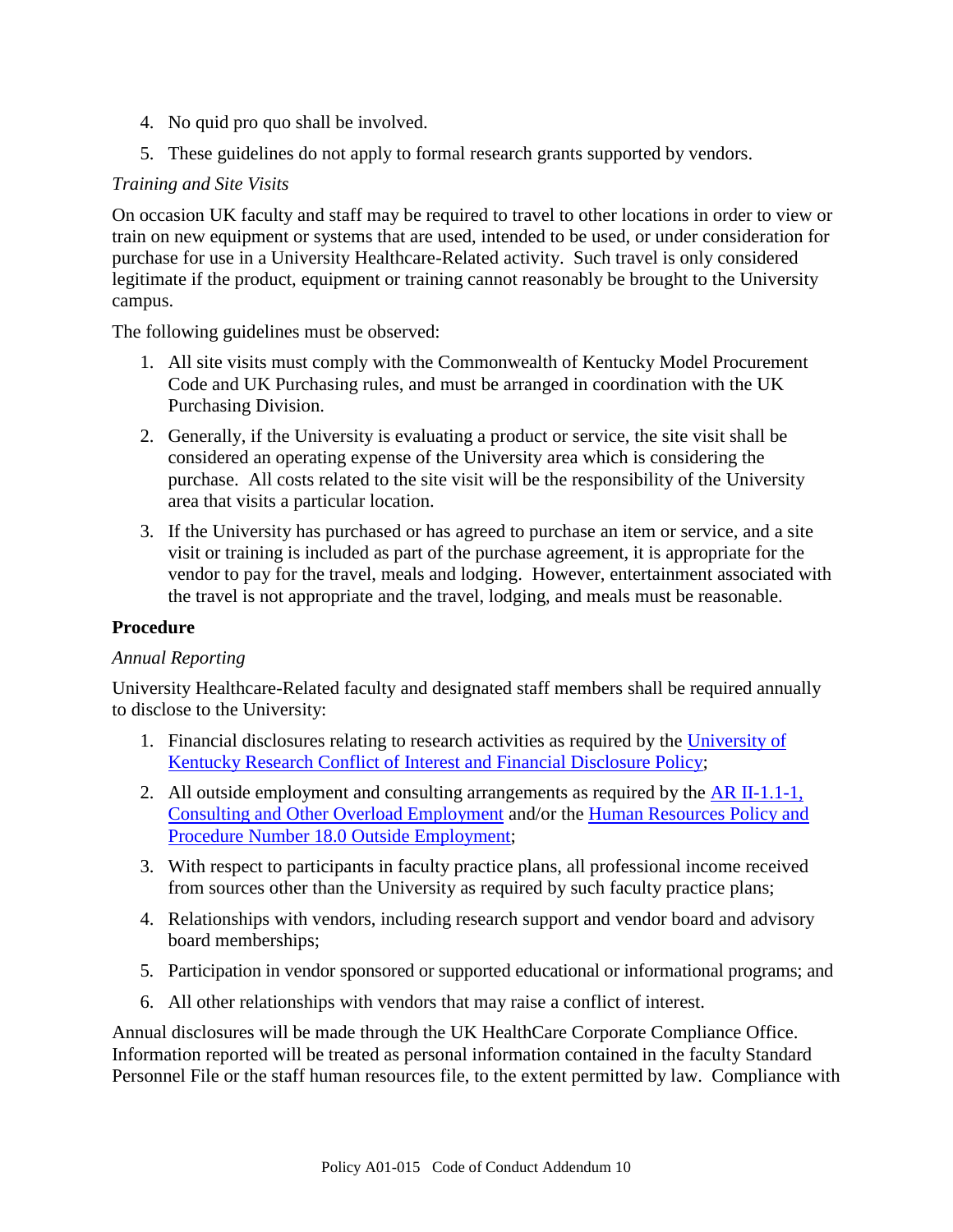4. No quid pro quo shall be involved.
5. These guidelines do not apply to formal research grants supported by vendors.

*Training and Site Visits*

On occasion UK faculty and staff may be required to travel to other locations in order to view or train on new equipment or systems that are used, intended to be used, or under consideration for purchase for use in a University Healthcare-Related activity. Such travel is only considered legitimate if the product, equipment or training cannot reasonably be brought to the University campus.

The following guidelines must be observed:

1. All site visits must comply with the Commonwealth of Kentucky Model Procurement Code and UK Purchasing rules, and must be arranged in coordination with the UK Purchasing Division.
2. Generally, if the University is evaluating a product or service, the site visit shall be considered an operating expense of the University area which is considering the purchase. All costs related to the site visit will be the responsibility of the University area that visits a particular location.
3. If the University has purchased or has agreed to purchase an item or service, and a site visit or training is included as part of the purchase agreement, it is appropriate for the vendor to pay for the travel, meals and lodging. However, entertainment associated with the travel is not appropriate and the travel, lodging, and meals must be reasonable.

**Procedure**

*Annual Reporting*

University Healthcare-Related faculty and designated staff members shall be required annually to disclose to the University:

1. Financial disclosures relating to research activities as required by the University of Kentucky Research Conflict of Interest and Financial Disclosure Policy;
2. All outside employment and consulting arrangements as required by the AR II-1.1-1, Consulting and Other Overload Employment and/or the Human Resources Policy and Procedure Number 18.0 Outside Employment;
3. With respect to participants in faculty practice plans, all professional income received from sources other than the University as required by such faculty practice plans;
4. Relationships with vendors, including research support and vendor board and advisory board memberships;
5. Participation in vendor sponsored or supported educational or informational programs; and
6. All other relationships with vendors that may raise a conflict of interest.

Annual disclosures will be made through the UK HealthCare Corporate Compliance Office. Information reported will be treated as personal information contained in the faculty Standard Personnel File or the staff human resources file, to the extent permitted by law. Compliance with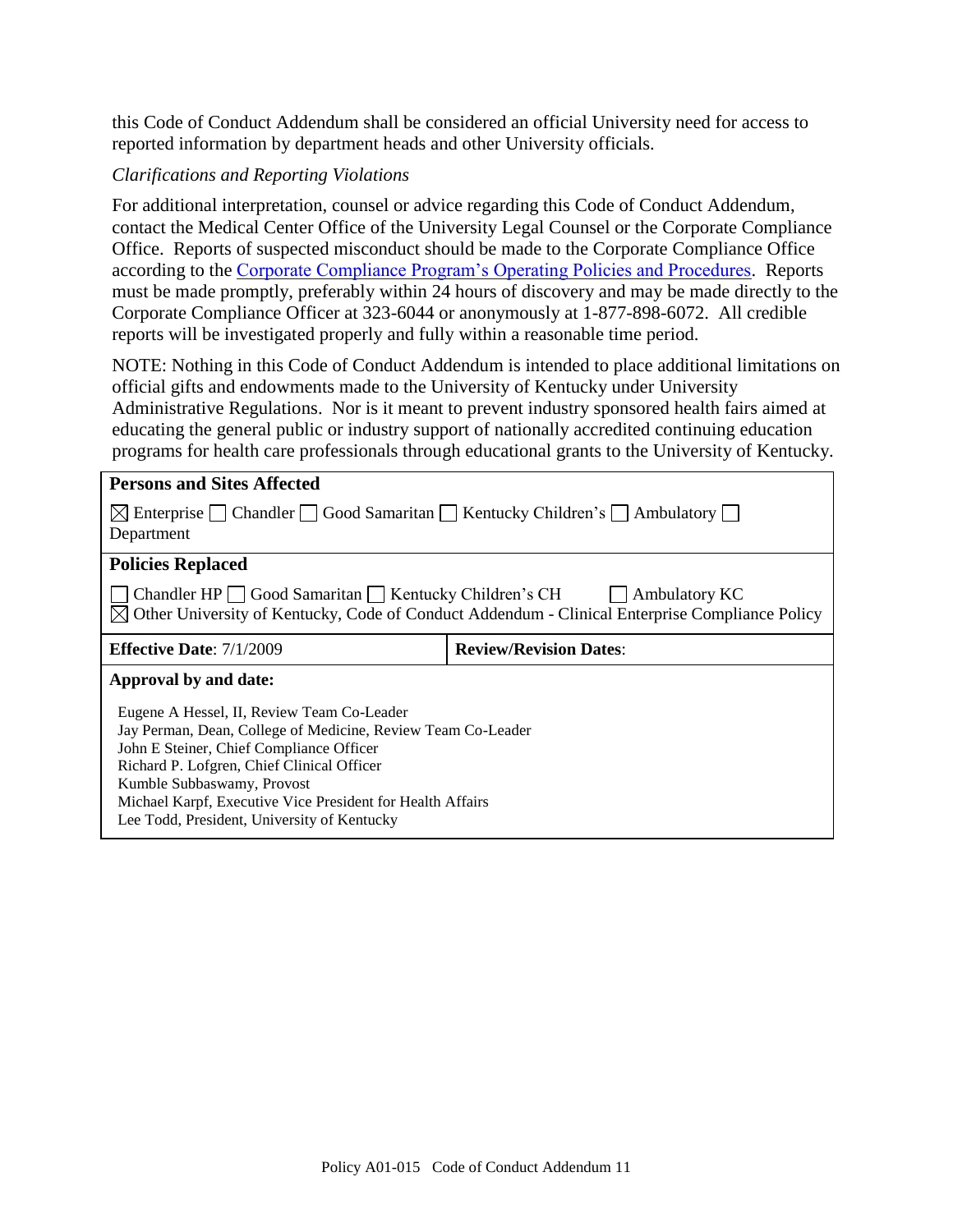this Code of Conduct Addendum shall be considered an official University need for access to reported information by department heads and other University officials.

*Clarifications and Reporting Violations*

For additional interpretation, counsel or advice regarding this Code of Conduct Addendum, contact the Medical Center Office of the University Legal Counsel or the Corporate Compliance Office. Reports of suspected misconduct should be made to the Corporate Compliance Office according to the Corporate Compliance Program's Operating Policies and Procedures. Reports must be made promptly, preferably within 24 hours of discovery and may be made directly to the Corporate Compliance Officer at 323-6044 or anonymously at 1-877-898-6072. All credible reports will be investigated properly and fully within a reasonable time period.

NOTE: Nothing in this Code of Conduct Addendum is intended to place additional limitations on official gifts and endowments made to the University of Kentucky under University Administrative Regulations. Nor is it meant to prevent industry sponsored health fairs aimed at educating the general public or industry support of nationally accredited continuing education programs for health care professionals through educational grants to the University of Kentucky.

| | |
|---|---|
| **Persons and Sites Affected** | |
| ☒ Enterprise ☐ Chandler ☐ Good Samaritan ☐ Kentucky Children's ☐ Ambulatory ☐ Department | |
| **Policies Replaced** | |
| ☐ Chandler HP ☐ Good Samaritan ☐ Kentucky Children's CH ☐ Ambulatory KC<br>☒ Other University of Kentucky, Code of Conduct Addendum - Clinical Enterprise Compliance Policy | |
| **Effective Date**: 7/1/2009 | **Review/Revision Dates**: |
| **Approval by and date:** | |
| Eugene A Hessel, II, Review Team Co-Leader<br>Jay Perman, Dean, College of Medicine, Review Team Co-Leader<br>John E Steiner, Chief Compliance Officer<br>Richard P. Lofgren, Chief Clinical Officer<br>Kumble Subbaswamy, Provost<br>Michael Karpf, Executive Vice President for Health Affairs<br>Lee Todd, President, University of Kentucky | |